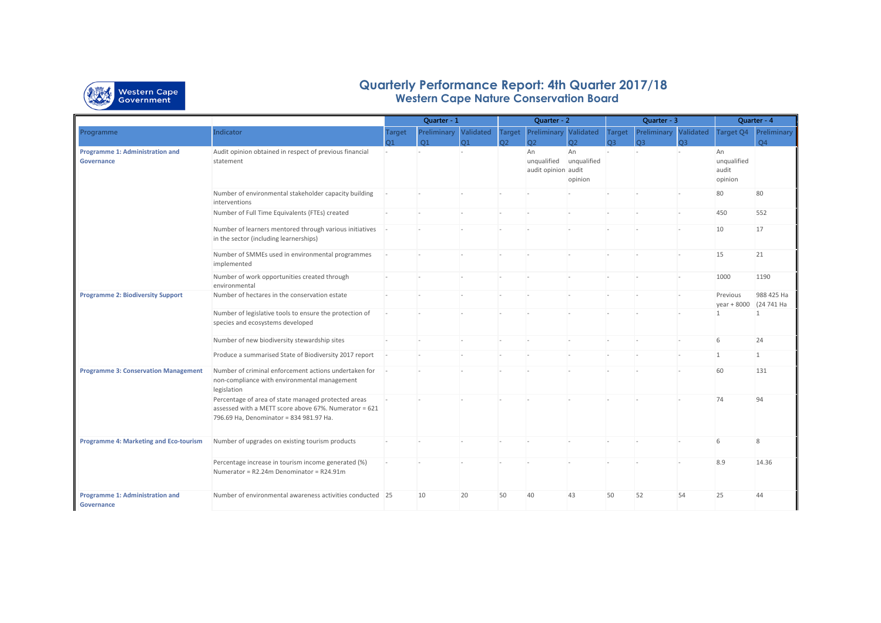# Quarterly Performance Report: 4th Quarter 2017/18
## Western Cape Nature Conservation Board

| Programme | Indicator | Quarter - 1 | | | Quarter - 2 | | | Quarter - 3 | | | Quarter - 4 | |
|---|---|---|---|---|---|---|---|---|---|---|---|---|
| | | Target Q1 | Preliminary Q1 | Validated Q1 | Target Q2 | Preliminary Q2 | Validated Q2 | Target Q3 | Preliminary Q3 | Validated Q3 | Target Q4 | Preliminary Q4 |
| **Programme 1: Administration and Governance** | Audit opinion obtained in respect of previous financial statement | - | - | - | | An unqualified audit opinion | An unqualified audit opinion | - | - | - | An unqualified audit opinion | |
| | Number of environmental stakeholder capacity building interventions | - | - | - | - | - | - | - | - | - | 80 | 80 |
| | Number of Full Time Equivalents (FTEs) created | - | - | - | - | - | - | - | - | - | 450 | 552 |
| | Number of learners mentored through various initiatives in the sector (including learnerships) | - | - | - | - | - | - | - | - | - | 10 | 17 |
| | Number of SMMEs used in environmental programmes implemented | - | - | - | - | - | - | - | - | - | 15 | 21 |
| | Number of work opportunities created through environmental | - | - | - | - | - | - | - | - | - | 1000 | 1190 |
| **Programme 2: Biodiversity Support** | Number of hectares in the conservation estate | - | - | - | - | - | - | - | - | - | Previous year + 8000 | 988 425 Ha (24 741 Ha |
| | Number of legislative tools to ensure the protection of species and ecosystems developed | - | - | - | - | - | - | - | - | - | 1 | 1 |
| | Number of new biodiversity stewardship sites | - | - | - | - | - | - | - | - | - | 6 | 24 |
| | Produce a summarised State of Biodiversity 2017 report | - | - | - | - | - | - | - | - | - | 1 | 1 |
| **Programme 3: Conservation Management** | Number of criminal enforcement actions undertaken for non-compliance with environmental management legislation | - | - | - | - | - | - | - | - | - | 60 | 131 |
| | Percentage of area of state managed protected areas assessed with a METT score above 67%. Numerator = 621 796.69 Ha, Denominator = 834 981.97 Ha. | - | - | - | - | - | - | - | - | - | 74 | 94 |
| **Programme 4: Marketing and Eco-tourism** | Number of upgrades on existing tourism products | - | - | - | - | - | - | - | - | - | 6 | 8 |
| | Percentage increase in tourism income generated (%) Numerator = R2.24m Denominator = R24.91m | - | - | - | - | - | - | - | - | - | 8.9 | 14.36 |
| **Programme 1: Administration and Governance** | Number of environmental awareness activities conducted | 25 | 10 | 20 | 50 | 40 | 43 | 50 | 52 | 54 | 25 | 44 |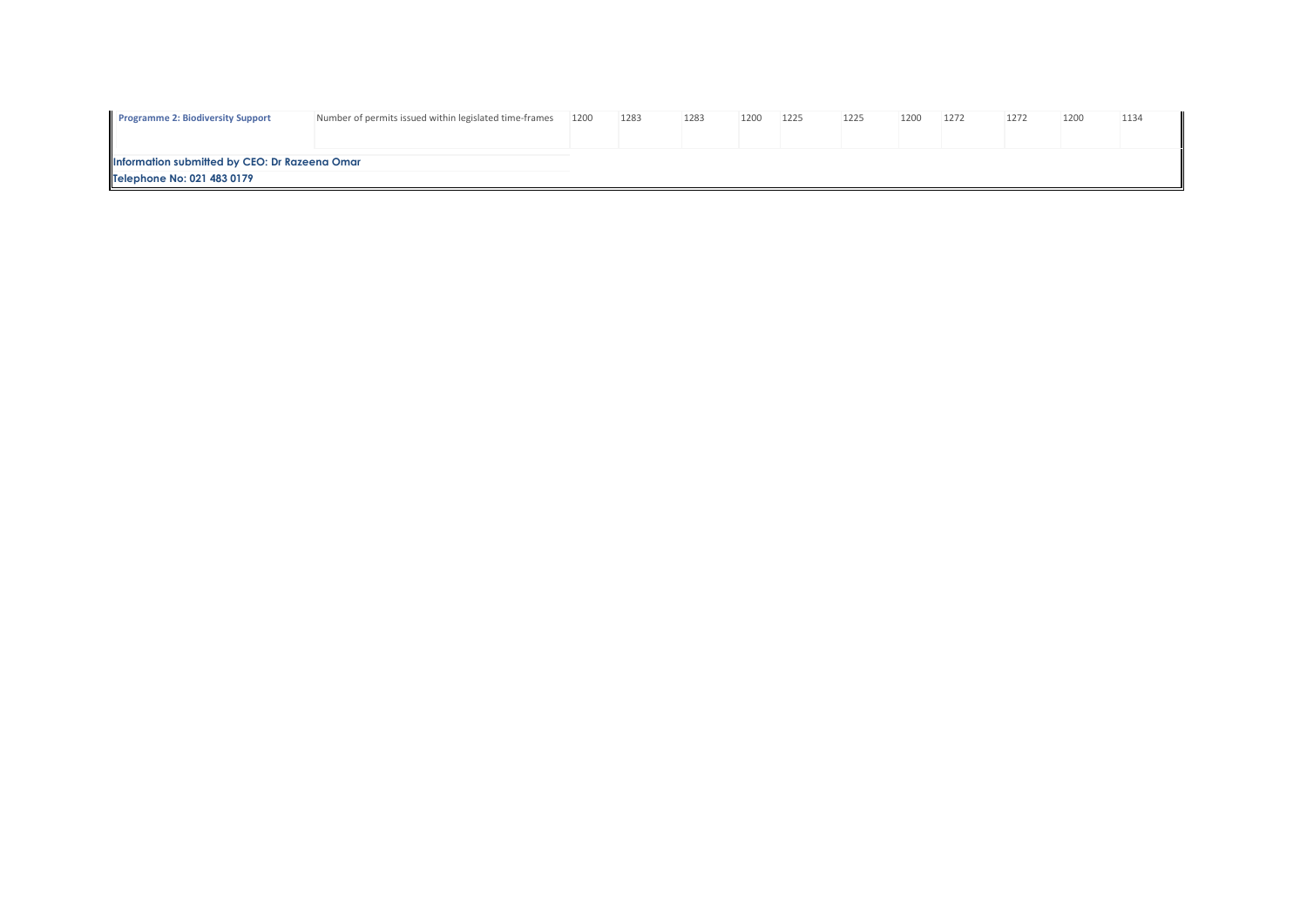| | | | | | | | | | | | |
|---|---|---|---|---|---|---|---|---|---|---|---|
| **Programme 2: Biodiversity Support** | Number of permits issued within legislated time-frames | 1200 | 1283 | 1283 | 1200 | 1225 | 1225 | 1200 | 1272 | 1272 | 1200 | 1134 |

**Information submitted by CEO: Dr Razeena Omar**

**Telephone No: 021 483 0179**